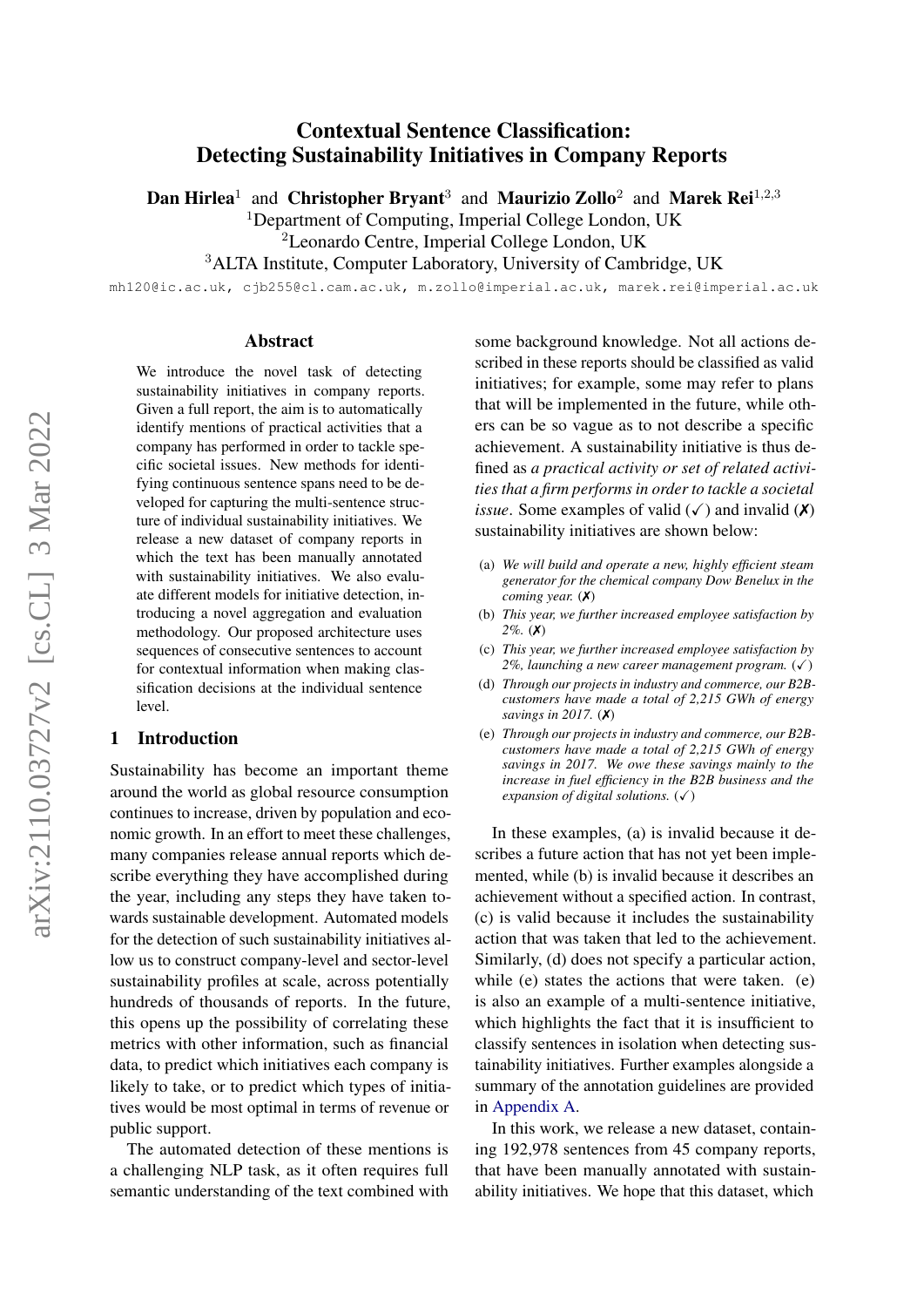# Contextual Sentence Classification: Detecting Sustainability Initiatives in Company Reports

**Dan Hirlea**[1] and **Christopher Bryant**[3] and **Maurizio Zollo**[2] and **Marek Rei**[1,2,3]

[1]Department of Computing, Imperial College London, UK
[2]Leonardo Centre, Imperial College London, UK
[3]ALTA Institute, Computer Laboratory, University of Cambridge, UK

mh120@ic.ac.uk, cjb255@cl.cam.ac.uk, m.zollo@imperial.ac.uk, marek.rei@imperial.ac.uk

## Abstract

We introduce the novel task of detecting sustainability initiatives in company reports. Given a full report, the aim is to automatically identify mentions of practical activities that a company has performed in order to tackle specific societal issues. New methods for identifying continuous sentence spans need to be developed for capturing the multi-sentence structure of individual sustainability initiatives. We release a new dataset of company reports in which the text has been manually annotated with sustainability initiatives. We also evaluate different models for initiative detection, introducing a novel aggregation and evaluation methodology. Our proposed architecture uses sequences of consecutive sentences to account for contextual information when making classification decisions at the individual sentence level.

## 1 Introduction

Sustainability has become an important theme around the world as global resource consumption continues to increase, driven by population and economic growth. In an effort to meet these challenges, many companies release annual reports which describe everything they have accomplished during the year, including any steps they have taken towards sustainable development. Automated models for the detection of such sustainability initiatives allow us to construct company-level and sector-level sustainability profiles at scale, across potentially hundreds of thousands of reports. In the future, this opens up the possibility of correlating these metrics with other information, such as financial data, to predict which initiatives each company is likely to take, or to predict which types of initiatives would be most optimal in terms of revenue or public support.

The automated detection of these mentions is a challenging NLP task, as it often requires full semantic understanding of the text combined with some background knowledge. Not all actions described in these reports should be classified as valid initiatives; for example, some may refer to plans that will be implemented in the future, while others can be so vague as to not describe a specific achievement. A sustainability initiative is thus defined as *a practical activity or set of related activities that a firm performs in order to tackle a societal issue*. Some examples of valid (✓) and invalid (✗) sustainability initiatives are shown below:

(a) *We will build and operate a new, highly efficient steam generator for the chemical company Dow Benelux in the coming year.* (✗)

(b) *This year, we further increased employee satisfaction by 2%.* (✗)

(c) *This year, we further increased employee satisfaction by 2%, launching a new career management program.* (✓)

(d) *Through our projects in industry and commerce, our B2B-customers have made a total of 2,215 GWh of energy savings in 2017.* (✗)

(e) *Through our projects in industry and commerce, our B2B-customers have made a total of 2,215 GWh of energy savings in 2017. We owe these savings mainly to the increase in fuel efficiency in the B2B business and the expansion of digital solutions.* (✓)

In these examples, (a) is invalid because it describes a future action that has not yet been implemented, while (b) is invalid because it describes an achievement without a specified action. In contrast, (c) is valid because it includes the sustainability action that was taken that led to the achievement. Similarly, (d) does not specify a particular action, while (e) states the actions that were taken. (e) is also an example of a multi-sentence initiative, which highlights the fact that it is insufficient to classify sentences in isolation when detecting sustainability initiatives. Further examples alongside a summary of the annotation guidelines are provided in Appendix A.

In this work, we release a new dataset, containing 192,978 sentences from 45 company reports, that have been manually annotated with sustainability initiatives. We hope that this dataset, which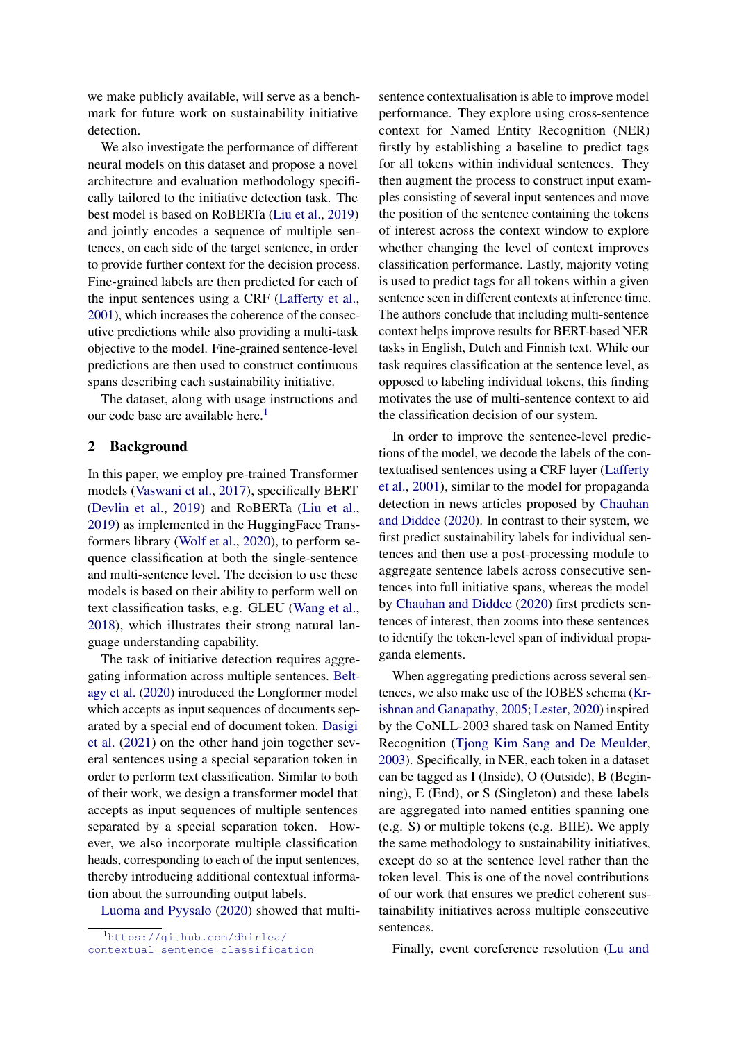we make publicly available, will serve as a benchmark for future work on sustainability initiative detection.

We also investigate the performance of different neural models on this dataset and propose a novel architecture and evaluation methodology specifically tailored to the initiative detection task. The best model is based on RoBERTa (Liu et al., 2019) and jointly encodes a sequence of multiple sentences, on each side of the target sentence, in order to provide further context for the decision process. Fine-grained labels are then predicted for each of the input sentences using a CRF (Lafferty et al., 2001), which increases the coherence of the consecutive predictions while also providing a multi-task objective to the model. Fine-grained sentence-level predictions are then used to construct continuous spans describing each sustainability initiative.

The dataset, along with usage instructions and our code base are available here.[1]

## 2 Background

In this paper, we employ pre-trained Transformer models (Vaswani et al., 2017), specifically BERT (Devlin et al., 2019) and RoBERTa (Liu et al., 2019) as implemented in the HuggingFace Transformers library (Wolf et al., 2020), to perform sequence classification at both the single-sentence and multi-sentence level. The decision to use these models is based on their ability to perform well on text classification tasks, e.g. GLEU (Wang et al., 2018), which illustrates their strong natural language understanding capability.

The task of initiative detection requires aggregating information across multiple sentences. Beltagy et al. (2020) introduced the Longformer model which accepts as input sequences of documents separated by a special end of document token. Dasigi et al. (2021) on the other hand join together several sentences using a special separation token in order to perform text classification. Similar to both of their work, we design a transformer model that accepts as input sequences of multiple sentences separated by a special separation token. However, we also incorporate multiple classification heads, corresponding to each of the input sentences, thereby introducing additional contextual information about the surrounding output labels.

Luoma and Pyysalo (2020) showed that multi-sentence contextualisation is able to improve model performance. They explore using cross-sentence context for Named Entity Recognition (NER) firstly by establishing a baseline to predict tags for all tokens within individual sentences. They then augment the process to construct input examples consisting of several input sentences and move the position of the sentence containing the tokens of interest across the context window to explore whether changing the level of context improves classification performance. Lastly, majority voting is used to predict tags for all tokens within a given sentence seen in different contexts at inference time. The authors conclude that including multi-sentence context helps improve results for BERT-based NER tasks in English, Dutch and Finnish text. While our task requires classification at the sentence level, as opposed to labeling individual tokens, this finding motivates the use of multi-sentence context to aid the classification decision of our system.

In order to improve the sentence-level predictions of the model, we decode the labels of the contextualised sentences using a CRF layer (Lafferty et al., 2001), similar to the model for propaganda detection in news articles proposed by Chauhan and Diddee (2020). In contrast to their system, we first predict sustainability labels for individual sentences and then use a post-processing module to aggregate sentence labels across consecutive sentences into full initiative spans, whereas the model by Chauhan and Diddee (2020) first predicts sentences of interest, then zooms into these sentences to identify the token-level span of individual propaganda elements.

When aggregating predictions across several sentences, we also make use of the IOBES schema (Krishnan and Ganapathy, 2005; Lester, 2020) inspired by the CoNLL-2003 shared task on Named Entity Recognition (Tjong Kim Sang and De Meulder, 2003). Specifically, in NER, each token in a dataset can be tagged as I (Inside), O (Outside), B (Beginning), E (End), or S (Singleton) and these labels are aggregated into named entities spanning one (e.g. S) or multiple tokens (e.g. BIIE). We apply the same methodology to sustainability initiatives, except do so at the sentence level rather than the token level. This is one of the novel contributions of our work that ensures we predict coherent sustainability initiatives across multiple consecutive sentences.

Finally, event coreference resolution (Lu and

[1] https://github.com/dhirlea/contextual_sentence_classification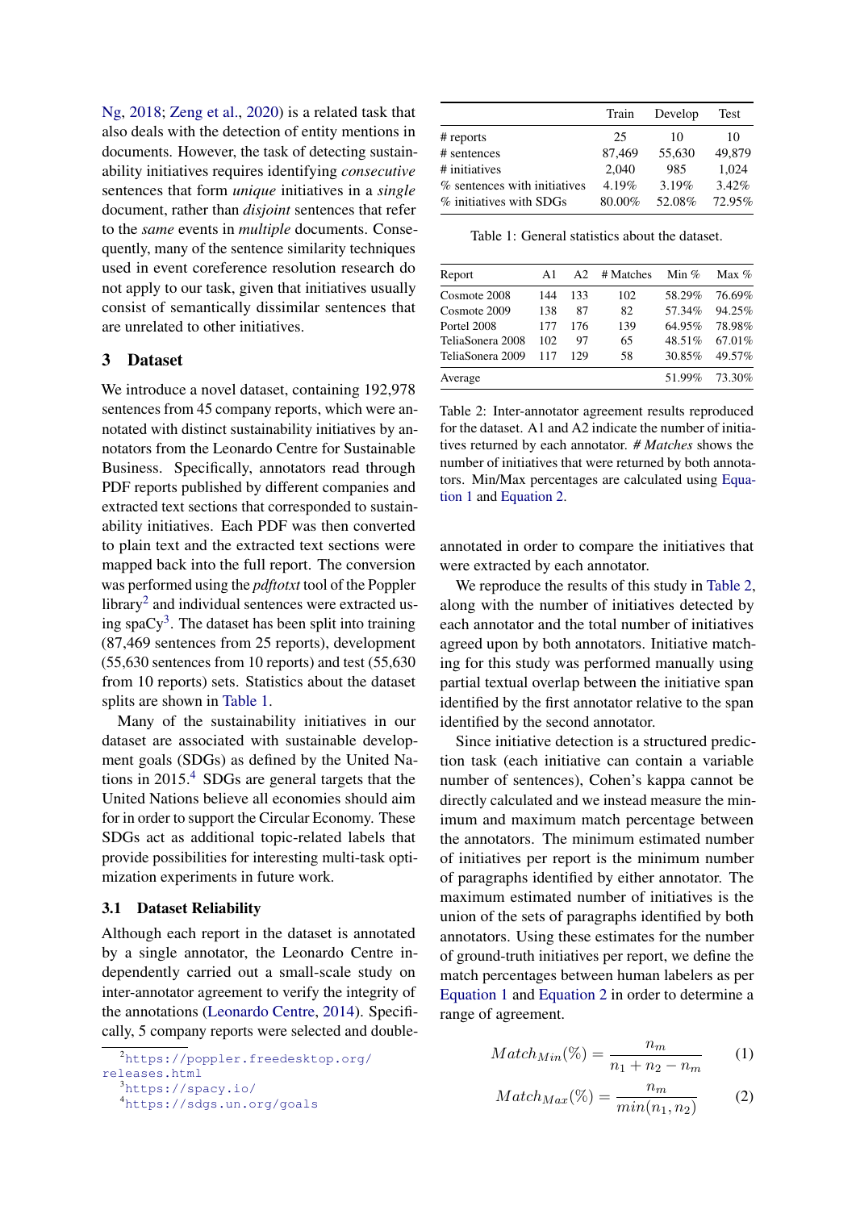Ng, 2018; Zeng et al., 2020) is a related task that also deals with the detection of entity mentions in documents. However, the task of detecting sustainability initiatives requires identifying *consecutive* sentences that form *unique* initiatives in a *single* document, rather than *disjoint* sentences that refer to the *same* events in *multiple* documents. Consequently, many of the sentence similarity techniques used in event coreference resolution research do not apply to our task, given that initiatives usually consist of semantically dissimilar sentences that are unrelated to other initiatives.

## 3 Dataset

We introduce a novel dataset, containing 192,978 sentences from 45 company reports, which were annotated with distinct sustainability initiatives by annotators from the Leonardo Centre for Sustainable Business. Specifically, annotators read through PDF reports published by different companies and extracted text sections that corresponded to sustainability initiatives. Each PDF was then converted to plain text and the extracted text sections were mapped back into the full report. The conversion was performed using the *pdftotxt* tool of the Poppler library[2] and individual sentences were extracted using spaCy[3]. The dataset has been split into training (87,469 sentences from 25 reports), development (55,630 sentences from 10 reports) and test (55,630 from 10 reports) sets. Statistics about the dataset splits are shown in Table 1.

|  | Train | Develop | Test |
|---|---|---|---|
| # reports | 25 | 10 | 10 |
| # sentences | 87,469 | 55,630 | 49,879 |
| # initiatives | 2,040 | 985 | 1,024 |
| % sentences with initiatives | 4.19% | 3.19% | 3.42% |
| % initiatives with SDGs | 80.00% | 52.08% | 72.95% |

Table 1: General statistics about the dataset.

Many of the sustainability initiatives in our dataset are associated with sustainable development goals (SDGs) as defined by the United Nations in 2015.[4] SDGs are general targets that the United Nations believe all economies should aim for in order to support the Circular Economy. These SDGs act as additional topic-related labels that provide possibilities for interesting multi-task optimization experiments in future work.

### 3.1 Dataset Reliability

Although each report in the dataset is annotated by a single annotator, the Leonardo Centre independently carried out a small-scale study on inter-annotator agreement to verify the integrity of the annotations (Leonardo Centre, 2014). Specifically, 5 company reports were selected and double-annotated in order to compare the initiatives that were extracted by each annotator.

| Report | A1 | A2 | # Matches | Min % | Max % |
|---|---|---|---|---|---|
| Cosmote 2008 | 144 | 133 | 102 | 58.29% | 76.69% |
| Cosmote 2009 | 138 | 87 | 82 | 57.34% | 94.25% |
| Portel 2008 | 177 | 176 | 139 | 64.95% | 78.98% |
| TeliaSonera 2008 | 102 | 97 | 65 | 48.51% | 67.01% |
| TeliaSonera 2009 | 117 | 129 | 58 | 30.85% | 49.57% |
| Average |  |  |  | 51.99% | 73.30% |

Table 2: Inter-annotator agreement results reproduced for the dataset. A1 and A2 indicate the number of initiatives returned by each annotator. *# Matches* shows the number of initiatives that were returned by both annotators. Min/Max percentages are calculated using Equation 1 and Equation 2.

We reproduce the results of this study in Table 2, along with the number of initiatives detected by each annotator and the total number of initiatives agreed upon by both annotators. Initiative matching for this study was performed manually using partial textual overlap between the initiative span identified by the first annotator relative to the span identified by the second annotator.

Since initiative detection is a structured prediction task (each initiative can contain a variable number of sentences), Cohen's kappa cannot be directly calculated and we instead measure the minimum and maximum match percentage between the annotators. The minimum estimated number of initiatives per report is the minimum number of paragraphs identified by either annotator. The maximum estimated number of initiatives is the union of the sets of paragraphs identified by both annotators. Using these estimates for the number of ground-truth initiatives per report, we define the match percentages between human labelers as per Equation 1 and Equation 2 in order to determine a range of agreement.

$$Match_{Min}(\%) = \frac{n_m}{n_1 + n_2 - n_m} \tag{1}$$

$$Match_{Max}(\%) = \frac{n_m}{min(n_1, n_2)} \tag{2}$$

[2] https://poppler.freedesktop.org/releases.html

[3] https://spacy.io/

[4] https://sdgs.un.org/goals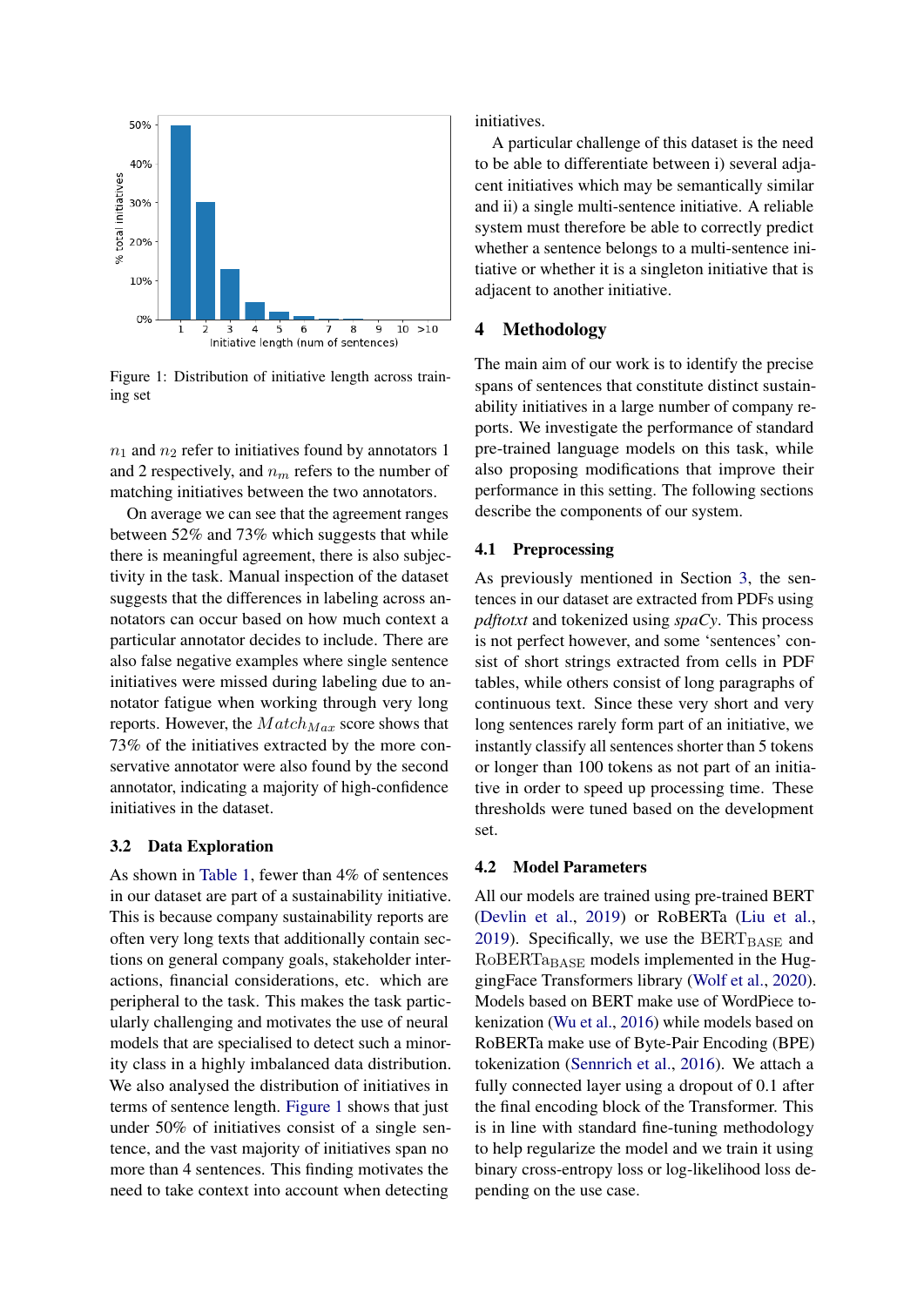Figure 1: Distribution of initiative length across training set

$n_1$ and $n_2$ refer to initiatives found by annotators 1 and 2 respectively, and $n_m$ refers to the number of matching initiatives between the two annotators.

On average we can see that the agreement ranges between 52% and 73% which suggests that while there is meaningful agreement, there is also subjectivity in the task. Manual inspection of the dataset suggests that the differences in labeling across annotators can occur based on how much context a particular annotator decides to include. There are also false negative examples where single sentence initiatives were missed during labeling due to annotator fatigue when working through very long reports. However, the $Match_{Max}$ score shows that 73% of the initiatives extracted by the more conservative annotator were also found by the second annotator, indicating a majority of high-confidence initiatives in the dataset.

### 3.2 Data Exploration

As shown in Table 1, fewer than 4% of sentences in our dataset are part of a sustainability initiative. This is because company sustainability reports are often very long texts that additionally contain sections on general company goals, stakeholder interactions, financial considerations, etc. which are peripheral to the task. This makes the task particularly challenging and motivates the use of neural models that are specialised to detect such a minority class in a highly imbalanced data distribution. We also analysed the distribution of initiatives in terms of sentence length. Figure 1 shows that just under 50% of initiatives consist of a single sentence, and the vast majority of initiatives span no more than 4 sentences. This finding motivates the need to take context into account when detecting initiatives.

A particular challenge of this dataset is the need to be able to differentiate between i) several adjacent initiatives which may be semantically similar and ii) a single multi-sentence initiative. A reliable system must therefore be able to correctly predict whether a sentence belongs to a multi-sentence initiative or whether it is a singleton initiative that is adjacent to another initiative.

## 4 Methodology

The main aim of our work is to identify the precise spans of sentences that constitute distinct sustainability initiatives in a large number of company reports. We investigate the performance of standard pre-trained language models on this task, while also proposing modifications that improve their performance in this setting. The following sections describe the components of our system.

### 4.1 Preprocessing

As previously mentioned in Section 3, the sentences in our dataset are extracted from PDFs using *pdftotxt* and tokenized using *spaCy*. This process is not perfect however, and some 'sentences' consist of short strings extracted from cells in PDF tables, while others consist of long paragraphs of continuous text. Since these very short and very long sentences rarely form part of an initiative, we instantly classify all sentences shorter than 5 tokens or longer than 100 tokens as not part of an initiative in order to speed up processing time. These thresholds were tuned based on the development set.

### 4.2 Model Parameters

All our models are trained using pre-trained BERT (Devlin et al., 2019) or RoBERTa (Liu et al., 2019). Specifically, we use the $\text{BERT}_{\text{BASE}}$ and $\text{RoBERTa}_{\text{BASE}}$ models implemented in the HuggingFace Transformers library (Wolf et al., 2020). Models based on BERT make use of WordPiece tokenization (Wu et al., 2016) while models based on RoBERTa make use of Byte-Pair Encoding (BPE) tokenization (Sennrich et al., 2016). We attach a fully connected layer using a dropout of 0.1 after the final encoding block of the Transformer. This is in line with standard fine-tuning methodology to help regularize the model and we train it using binary cross-entropy loss or log-likelihood loss depending on the use case.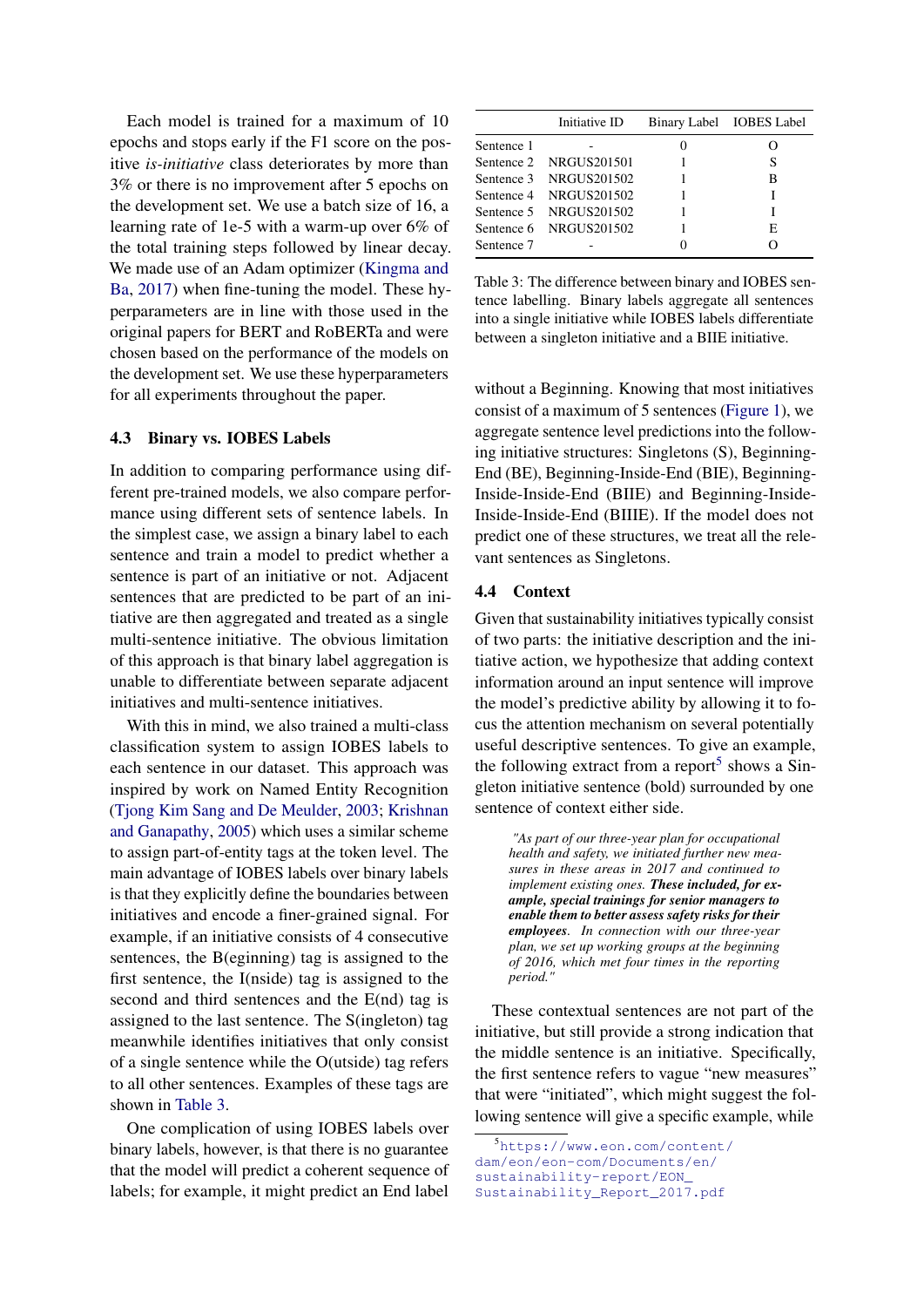Each model is trained for a maximum of 10 epochs and stops early if the F1 score on the positive *is-initiative* class deteriorates by more than 3% or there is no improvement after 5 epochs on the development set. We use a batch size of 16, a learning rate of 1e-5 with a warm-up over 6% of the total training steps followed by linear decay. We made use of an Adam optimizer (Kingma and Ba, 2017) when fine-tuning the model. These hyperparameters are in line with those used in the original papers for BERT and RoBERTa and were chosen based on the performance of the models on the development set. We use these hyperparameters for all experiments throughout the paper.

### 4.3 Binary vs. IOBES Labels

In addition to comparing performance using different pre-trained models, we also compare performance using different sets of sentence labels. In the simplest case, we assign a binary label to each sentence and train a model to predict whether a sentence is part of an initiative or not. Adjacent sentences that are predicted to be part of an initiative are then aggregated and treated as a single multi-sentence initiative. The obvious limitation of this approach is that binary label aggregation is unable to differentiate between separate adjacent initiatives and multi-sentence initiatives.

With this in mind, we also trained a multi-class classification system to assign IOBES labels to each sentence in our dataset. This approach was inspired by work on Named Entity Recognition (Tjong Kim Sang and De Meulder, 2003; Krishnan and Ganapathy, 2005) which uses a similar scheme to assign part-of-entity tags at the token level. The main advantage of IOBES labels over binary labels is that they explicitly define the boundaries between initiatives and encode a finer-grained signal. For example, if an initiative consists of 4 consecutive sentences, the B(eginning) tag is assigned to the first sentence, the I(nside) tag is assigned to the second and third sentences and the E(nd) tag is assigned to the last sentence. The S(ingleton) tag meanwhile identifies initiatives that only consist of a single sentence while the O(utside) tag refers to all other sentences. Examples of these tags are shown in Table 3.

One complication of using IOBES labels over binary labels, however, is that there is no guarantee that the model will predict a coherent sequence of labels; for example, it might predict an End label without a Beginning. Knowing that most initiatives consist of a maximum of 5 sentences (Figure 1), we aggregate sentence level predictions into the following initiative structures: Singletons (S), Beginning-End (BE), Beginning-Inside-End (BIE), Beginning-Inside-Inside-End (BIIE) and Beginning-Inside-Inside-Inside-End (BIIIE). If the model does not predict one of these structures, we treat all the relevant sentences as Singletons.

| | Initiative ID | Binary Label | IOBES Label |
|---|---|---|---|
| Sentence 1 | - | 0 | O |
| Sentence 2 | NRGUS201501 | 1 | S |
| Sentence 3 | NRGUS201502 | 1 | B |
| Sentence 4 | NRGUS201502 | 1 | I |
| Sentence 5 | NRGUS201502 | 1 | I |
| Sentence 6 | NRGUS201502 | 1 | E |
| Sentence 7 | - | 0 | O |

Table 3: The difference between binary and IOBES sentence labelling. Binary labels aggregate all sentences into a single initiative while IOBES labels differentiate between a singleton initiative and a BIIE initiative.

### 4.4 Context

Given that sustainability initiatives typically consist of two parts: the initiative description and the initiative action, we hypothesize that adding context information around an input sentence will improve the model's predictive ability by allowing it to focus the attention mechanism on several potentially useful descriptive sentences. To give an example, the following extract from a report[5] shows a Singleton initiative sentence (bold) surrounded by one sentence of context either side.

> *"As part of our three-year plan for occupational health and safety, we initiated further new measures in these areas in 2017 and continued to implement existing ones.* ***These included, for example, special trainings for senior managers to enable them to better assess safety risks for their employees****. In connection with our three-year plan, we set up working groups at the beginning of 2016, which met four times in the reporting period."*

These contextual sentences are not part of the initiative, but still provide a strong indication that the middle sentence is an initiative. Specifically, the first sentence refers to vague "new measures" that were "initiated", which might suggest the following sentence will give a specific example, while

[5] https://www.eon.com/content/dam/eon/eon-com/Documents/en/sustainability-report/EON_Sustainability_Report_2017.pdf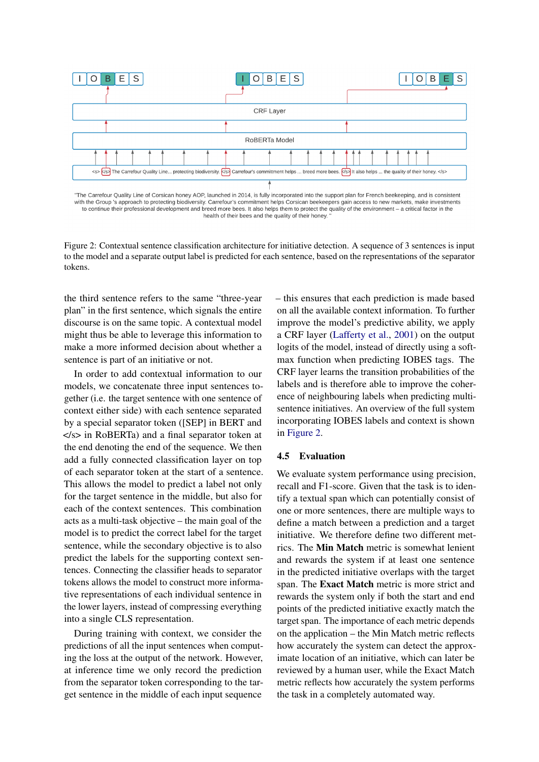Figure 2: Contextual sentence classification architecture for initiative detection. A sequence of 3 sentences is input to the model and a separate output label is predicted for each sentence, based on the representations of the separator tokens.

the third sentence refers to the same “three-year plan” in the first sentence, which signals the entire discourse is on the same topic. A contextual model might thus be able to leverage this information to make a more informed decision about whether a sentence is part of an initiative or not.

In order to add contextual information to our models, we concatenate three input sentences together (i.e. the target sentence with one sentence of context either side) with each sentence separated by a special separator token ([SEP] in BERT and </s> in RoBERTa) and a final separator token at the end denoting the end of the sequence. We then add a fully connected classification layer on top of each separator token at the start of a sentence. This allows the model to predict a label not only for the target sentence in the middle, but also for each of the context sentences. This combination acts as a multi-task objective – the main goal of the model is to predict the correct label for the target sentence, while the secondary objective is to also predict the labels for the supporting context sentences. Connecting the classifier heads to separator tokens allows the model to construct more informative representations of each individual sentence in the lower layers, instead of compressing everything into a single CLS representation.

During training with context, we consider the predictions of all the input sentences when computing the loss at the output of the network. However, at inference time we only record the prediction from the separator token corresponding to the target sentence in the middle of each input sequence – this ensures that each prediction is made based on all the available context information. To further improve the model's predictive ability, we apply a CRF layer (Lafferty et al., 2001) on the output logits of the model, instead of directly using a softmax function when predicting IOBES tags. The CRF layer learns the transition probabilities of the labels and is therefore able to improve the coherence of neighbouring labels when predicting multi-sentence initiatives. An overview of the full system incorporating IOBES labels and context is shown in Figure 2.

### 4.5 Evaluation

We evaluate system performance using precision, recall and F1-score. Given that the task is to identify a textual span which can potentially consist of one or more sentences, there are multiple ways to define a match between a prediction and a target initiative. We therefore define two different metrics. The **Min Match** metric is somewhat lenient and rewards the system if at least one sentence in the predicted initiative overlaps with the target span. The **Exact Match** metric is more strict and rewards the system only if both the start and end points of the predicted initiative exactly match the target span. The importance of each metric depends on the application – the Min Match metric reflects how accurately the system can detect the approximate location of an initiative, which can later be reviewed by a human user, while the Exact Match metric reflects how accurately the system performs the task in a completely automated way.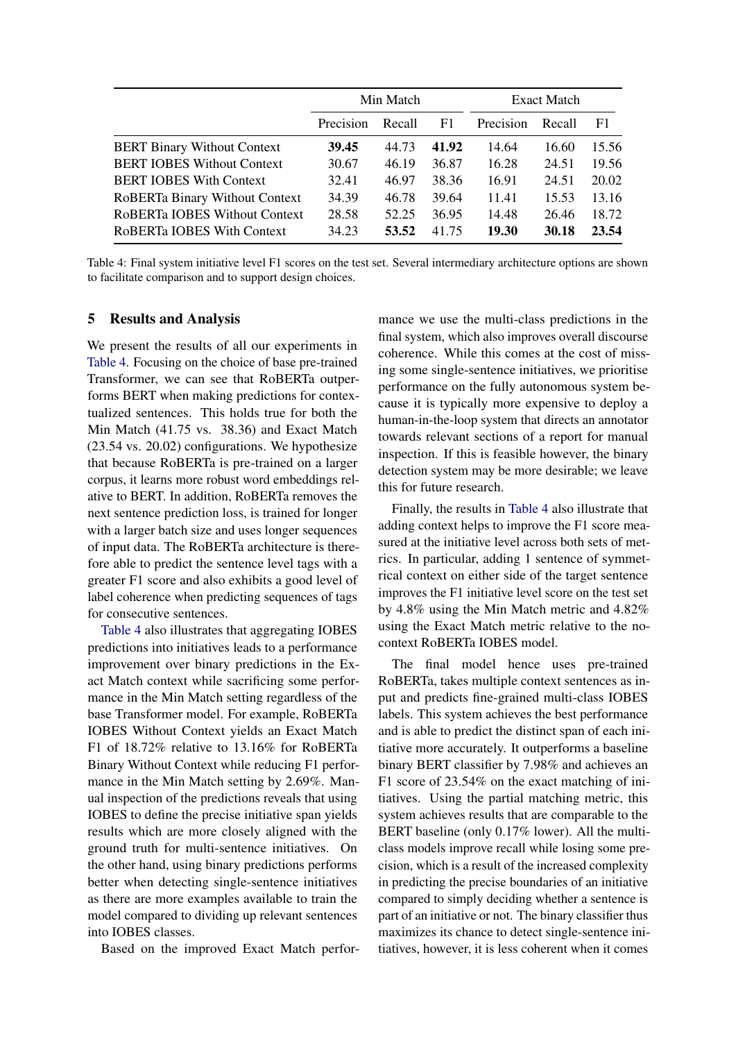| | Min Match | | | Exact Match | | |
|---|---|---|---|---|---|---|
| | Precision | Recall | F1 | Precision | Recall | F1 |
| BERT Binary Without Context | **39.45** | 44.73 | **41.92** | 14.64 | 16.60 | 15.56 |
| BERT IOBES Without Context | 30.67 | 46.19 | 36.87 | 16.28 | 24.51 | 19.56 |
| BERT IOBES With Context | 32.41 | 46.97 | 38.36 | 16.91 | 24.51 | 20.02 |
| RoBERTa Binary Without Context | 34.39 | 46.78 | 39.64 | 11.41 | 15.53 | 13.16 |
| RoBERTa IOBES Without Context | 28.58 | 52.25 | 36.95 | 14.48 | 26.46 | 18.72 |
| RoBERTa IOBES With Context | 34.23 | **53.52** | 41.75 | **19.30** | **30.18** | **23.54** |

Table 4: Final system initiative level F1 scores on the test set. Several intermediary architecture options are shown to facilitate comparison and to support design choices.

## 5 Results and Analysis

We present the results of all our experiments in Table 4. Focusing on the choice of base pre-trained Transformer, we can see that RoBERTa outperforms BERT when making predictions for contextualized sentences. This holds true for both the Min Match (41.75 vs. 38.36) and Exact Match (23.54 vs. 20.02) configurations. We hypothesize that because RoBERTa is pre-trained on a larger corpus, it learns more robust word embeddings relative to BERT. In addition, RoBERTa removes the next sentence prediction loss, is trained for longer with a larger batch size and uses longer sequences of input data. The RoBERTa architecture is therefore able to predict the sentence level tags with a greater F1 score and also exhibits a good level of label coherence when predicting sequences of tags for consecutive sentences.

Table 4 also illustrates that aggregating IOBES predictions into initiatives leads to a performance improvement over binary predictions in the Exact Match context while sacrificing some performance in the Min Match setting regardless of the base Transformer model. For example, RoBERTa IOBES Without Context yields an Exact Match F1 of 18.72% relative to 13.16% for RoBERTa Binary Without Context while reducing F1 performance in the Min Match setting by 2.69%. Manual inspection of the predictions reveals that using IOBES to define the precise initiative span yields results which are more closely aligned with the ground truth for multi-sentence initiatives. On the other hand, using binary predictions performs better when detecting single-sentence initiatives as there are more examples available to train the model compared to dividing up relevant sentences into IOBES classes.

Based on the improved Exact Match performance we use the multi-class predictions in the final system, which also improves overall discourse coherence. While this comes at the cost of missing some single-sentence initiatives, we prioritise performance on the fully autonomous system because it is typically more expensive to deploy a human-in-the-loop system that directs an annotator towards relevant sections of a report for manual inspection. If this is feasible however, the binary detection system may be more desirable; we leave this for future research.

Finally, the results in Table 4 also illustrate that adding context helps to improve the F1 score measured at the initiative level across both sets of metrics. In particular, adding 1 sentence of symmetrical context on either side of the target sentence improves the F1 initiative level score on the test set by 4.8% using the Min Match metric and 4.82% using the Exact Match metric relative to the no-context RoBERTa IOBES model.

The final model hence uses pre-trained RoBERTa, takes multiple context sentences as input and predicts fine-grained multi-class IOBES labels. This system achieves the best performance and is able to predict the distinct span of each initiative more accurately. It outperforms a baseline binary BERT classifier by 7.98% and achieves an F1 score of 23.54% on the exact matching of initiatives. Using the partial matching metric, this system achieves results that are comparable to the BERT baseline (only 0.17% lower). All the multi-class models improve recall while losing some precision, which is a result of the increased complexity in predicting the precise boundaries of an initiative compared to simply deciding whether a sentence is part of an initiative or not. The binary classifier thus maximizes its chance to detect single-sentence initiatives, however, it is less coherent when it comes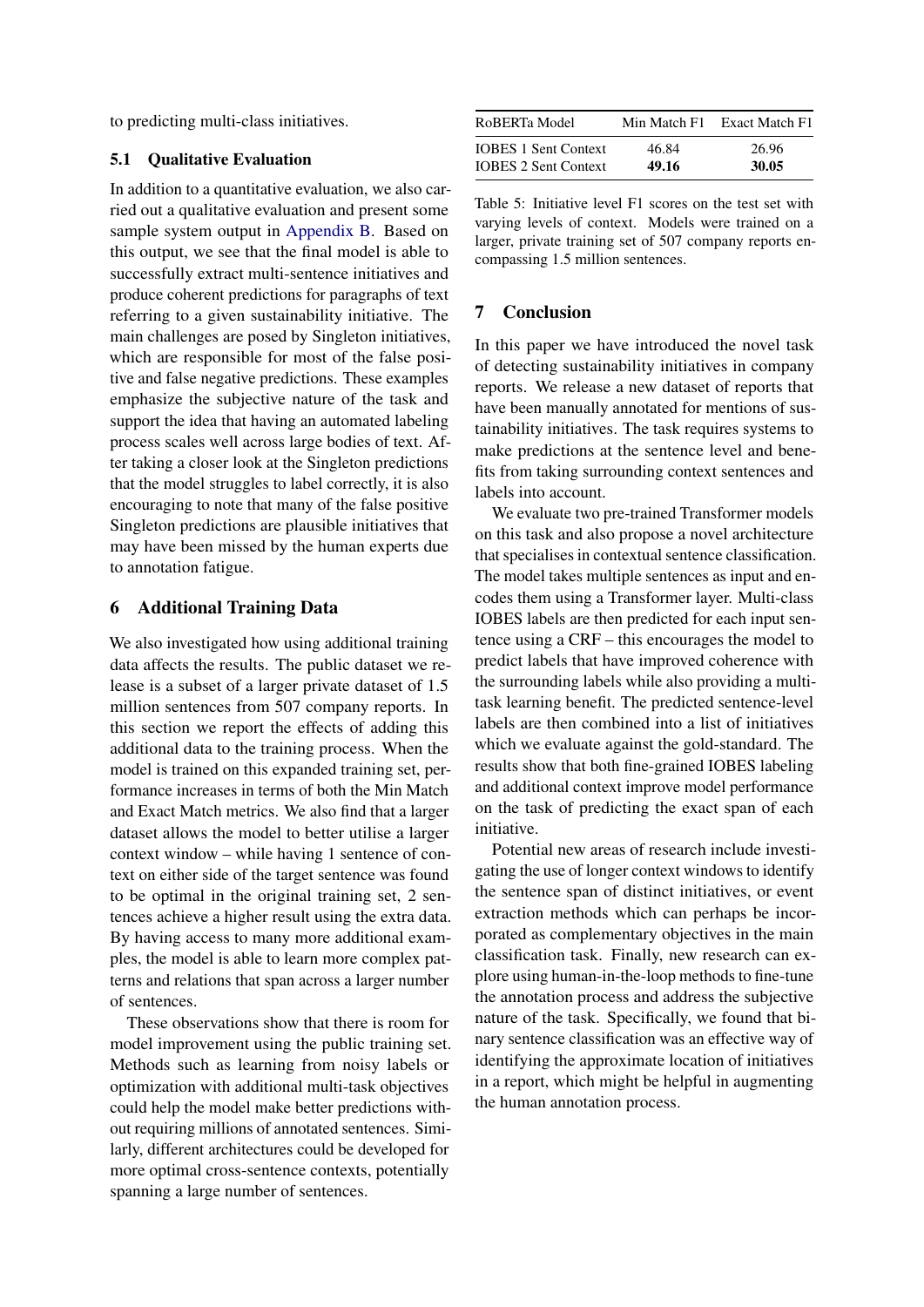to predicting multi-class initiatives.

### 5.1 Qualitative Evaluation

In addition to a quantitative evaluation, we also carried out a qualitative evaluation and present some sample system output in Appendix B. Based on this output, we see that the final model is able to successfully extract multi-sentence initiatives and produce coherent predictions for paragraphs of text referring to a given sustainability initiative. The main challenges are posed by Singleton initiatives, which are responsible for most of the false positive and false negative predictions. These examples emphasize the subjective nature of the task and support the idea that having an automated labeling process scales well across large bodies of text. After taking a closer look at the Singleton predictions that the model struggles to label correctly, it is also encouraging to note that many of the false positive Singleton predictions are plausible initiatives that may have been missed by the human experts due to annotation fatigue.

## 6 Additional Training Data

We also investigated how using additional training data affects the results. The public dataset we release is a subset of a larger private dataset of 1.5 million sentences from 507 company reports. In this section we report the effects of adding this additional data to the training process. When the model is trained on this expanded training set, performance increases in terms of both the Min Match and Exact Match metrics. We also find that a larger dataset allows the model to better utilise a larger context window – while having 1 sentence of context on either side of the target sentence was found to be optimal in the original training set, 2 sentences achieve a higher result using the extra data. By having access to many more additional examples, the model is able to learn more complex patterns and relations that span across a larger number of sentences.

These observations show that there is room for model improvement using the public training set. Methods such as learning from noisy labels or optimization with additional multi-task objectives could help the model make better predictions without requiring millions of annotated sentences. Similarly, different architectures could be developed for more optimal cross-sentence contexts, potentially spanning a large number of sentences.

| RoBERTa Model | Min Match F1 | Exact Match F1 |
|---|---|---|
| IOBES 1 Sent Context | 46.84 | 26.96 |
| IOBES 2 Sent Context | **49.16** | **30.05** |

Table 5: Initiative level F1 scores on the test set with varying levels of context. Models were trained on a larger, private training set of 507 company reports encompassing 1.5 million sentences.

## 7 Conclusion

In this paper we have introduced the novel task of detecting sustainability initiatives in company reports. We release a new dataset of reports that have been manually annotated for mentions of sustainability initiatives. The task requires systems to make predictions at the sentence level and benefits from taking surrounding context sentences and labels into account.

We evaluate two pre-trained Transformer models on this task and also propose a novel architecture that specialises in contextual sentence classification. The model takes multiple sentences as input and encodes them using a Transformer layer. Multi-class IOBES labels are then predicted for each input sentence using a CRF – this encourages the model to predict labels that have improved coherence with the surrounding labels while also providing a multi-task learning benefit. The predicted sentence-level labels are then combined into a list of initiatives which we evaluate against the gold-standard. The results show that both fine-grained IOBES labeling and additional context improve model performance on the task of predicting the exact span of each initiative.

Potential new areas of research include investigating the use of longer context windows to identify the sentence span of distinct initiatives, or event extraction methods which can perhaps be incorporated as complementary objectives in the main classification task. Finally, new research can explore using human-in-the-loop methods to fine-tune the annotation process and address the subjective nature of the task. Specifically, we found that binary sentence classification was an effective way of identifying the approximate location of initiatives in a report, which might be helpful in augmenting the human annotation process.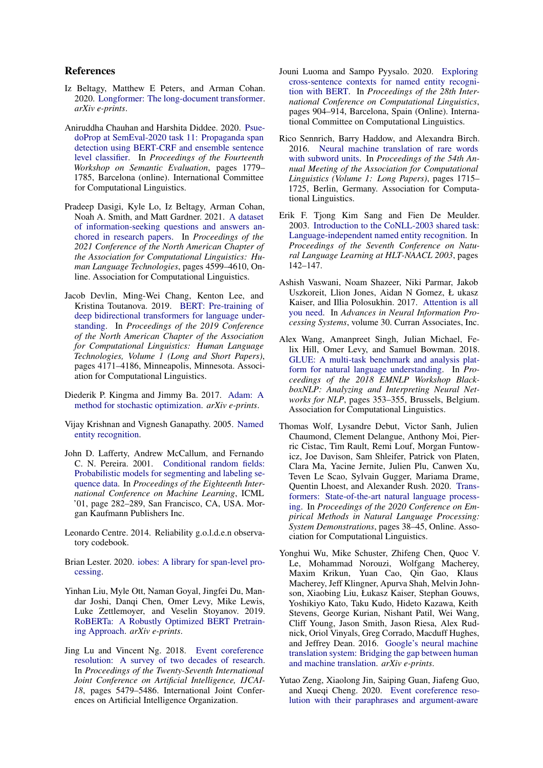## References

Iz Beltagy, Matthew E Peters, and Arman Cohan. 2020. Longformer: The long-document transformer. *arXiv e-prints*.

Aniruddha Chauhan and Harshita Diddee. 2020. PsuedoProp at SemEval-2020 task 11: Propaganda span detection using BERT-CRF and ensemble sentence level classifier. In *Proceedings of the Fourteenth Workshop on Semantic Evaluation*, pages 1779–1785, Barcelona (online). International Committee for Computational Linguistics.

Pradeep Dasigi, Kyle Lo, Iz Beltagy, Arman Cohan, Noah A. Smith, and Matt Gardner. 2021. A dataset of information-seeking questions and answers anchored in research papers. In *Proceedings of the 2021 Conference of the North American Chapter of the Association for Computational Linguistics: Human Language Technologies*, pages 4599–4610, Online. Association for Computational Linguistics.

Jacob Devlin, Ming-Wei Chang, Kenton Lee, and Kristina Toutanova. 2019. BERT: Pre-training of deep bidirectional transformers for language understanding. In *Proceedings of the 2019 Conference of the North American Chapter of the Association for Computational Linguistics: Human Language Technologies, Volume 1 (Long and Short Papers)*, pages 4171–4186, Minneapolis, Minnesota. Association for Computational Linguistics.

Diederik P. Kingma and Jimmy Ba. 2017. Adam: A method for stochastic optimization. *arXiv e-prints*.

Vijay Krishnan and Vignesh Ganapathy. 2005. Named entity recognition.

John D. Lafferty, Andrew McCallum, and Fernando C. N. Pereira. 2001. Conditional random fields: Probabilistic models for segmenting and labeling sequence data. In *Proceedings of the Eighteenth International Conference on Machine Learning*, ICML '01, page 282–289, San Francisco, CA, USA. Morgan Kaufmann Publishers Inc.

Leonardo Centre. 2014. Reliability g.o.l.d.e.n observatory codebook.

Brian Lester. 2020. iobes: A library for span-level processing.

Yinhan Liu, Myle Ott, Naman Goyal, Jingfei Du, Mandar Joshi, Danqi Chen, Omer Levy, Mike Lewis, Luke Zettlemoyer, and Veselin Stoyanov. 2019. RoBERTa: A Robustly Optimized BERT Pretraining Approach. *arXiv e-prints*.

Jing Lu and Vincent Ng. 2018. Event coreference resolution: A survey of two decades of research. In *Proceedings of the Twenty-Seventh International Joint Conference on Artificial Intelligence, IJCAI-18*, pages 5479–5486. International Joint Conferences on Artificial Intelligence Organization.

Jouni Luoma and Sampo Pyysalo. 2020. Exploring cross-sentence contexts for named entity recognition with BERT. In *Proceedings of the 28th International Conference on Computational Linguistics*, pages 904–914, Barcelona, Spain (Online). International Committee on Computational Linguistics.

Rico Sennrich, Barry Haddow, and Alexandra Birch. 2016. Neural machine translation of rare words with subword units. In *Proceedings of the 54th Annual Meeting of the Association for Computational Linguistics (Volume 1: Long Papers)*, pages 1715–1725, Berlin, Germany. Association for Computational Linguistics.

Erik F. Tjong Kim Sang and Fien De Meulder. 2003. Introduction to the CoNLL-2003 shared task: Language-independent named entity recognition. In *Proceedings of the Seventh Conference on Natural Language Learning at HLT-NAACL 2003*, pages 142–147.

Ashish Vaswani, Noam Shazeer, Niki Parmar, Jakob Uszkoreit, Llion Jones, Aidan N Gomez, Ł ukasz Kaiser, and Illia Polosukhin. 2017. Attention is all you need. In *Advances in Neural Information Processing Systems*, volume 30. Curran Associates, Inc.

Alex Wang, Amanpreet Singh, Julian Michael, Felix Hill, Omer Levy, and Samuel Bowman. 2018. GLUE: A multi-task benchmark and analysis platform for natural language understanding. In *Proceedings of the 2018 EMNLP Workshop BlackboxNLP: Analyzing and Interpreting Neural Networks for NLP*, pages 353–355, Brussels, Belgium. Association for Computational Linguistics.

Thomas Wolf, Lysandre Debut, Victor Sanh, Julien Chaumond, Clement Delangue, Anthony Moi, Pierric Cistac, Tim Rault, Remi Louf, Morgan Funtowicz, Joe Davison, Sam Shleifer, Patrick von Platen, Clara Ma, Yacine Jernite, Julien Plu, Canwen Xu, Teven Le Scao, Sylvain Gugger, Mariama Drame, Quentin Lhoest, and Alexander Rush. 2020. Transformers: State-of-the-art natural language processing. In *Proceedings of the 2020 Conference on Empirical Methods in Natural Language Processing: System Demonstrations*, pages 38–45, Online. Association for Computational Linguistics.

Yonghui Wu, Mike Schuster, Zhifeng Chen, Quoc V. Le, Mohammad Norouzi, Wolfgang Macherey, Maxim Krikun, Yuan Cao, Qin Gao, Klaus Macherey, Jeff Klingner, Apurva Shah, Melvin Johnson, Xiaobing Liu, Łukasz Kaiser, Stephan Gouws, Yoshikiyo Kato, Taku Kudo, Hideto Kazawa, Keith Stevens, George Kurian, Nishant Patil, Wei Wang, Cliff Young, Jason Smith, Jason Riesa, Alex Rudnick, Oriol Vinyals, Greg Corrado, Macduff Hughes, and Jeffrey Dean. 2016. Google's neural machine translation system: Bridging the gap between human and machine translation. *arXiv e-prints*.

Yutao Zeng, Xiaolong Jin, Saiping Guan, Jiafeng Guo, and Xueqi Cheng. 2020. Event coreference resolution with their paraphrases and argument-aware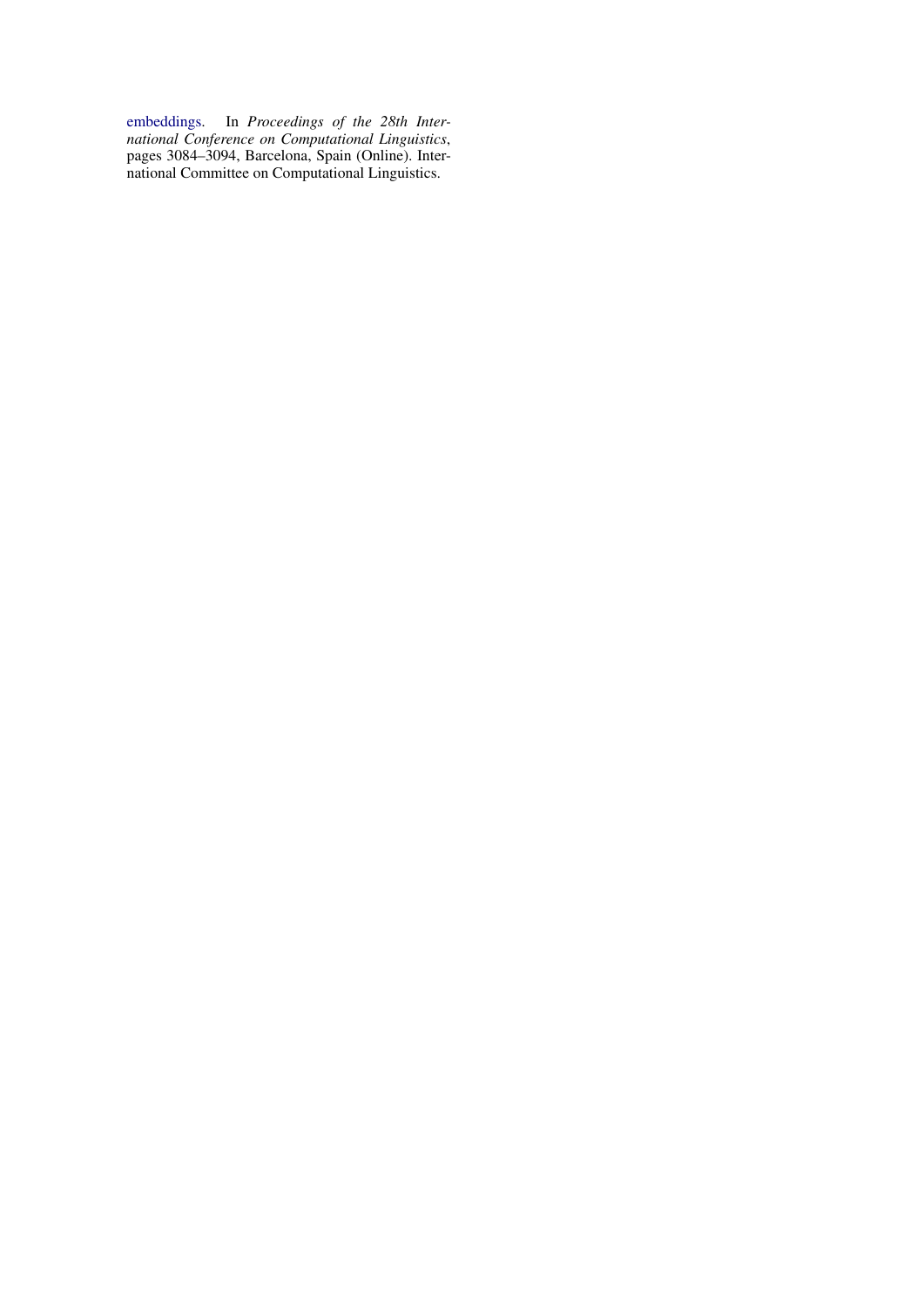embeddings. In *Proceedings of the 28th International Conference on Computational Linguistics*, pages 3084–3094, Barcelona, Spain (Online). International Committee on Computational Linguistics.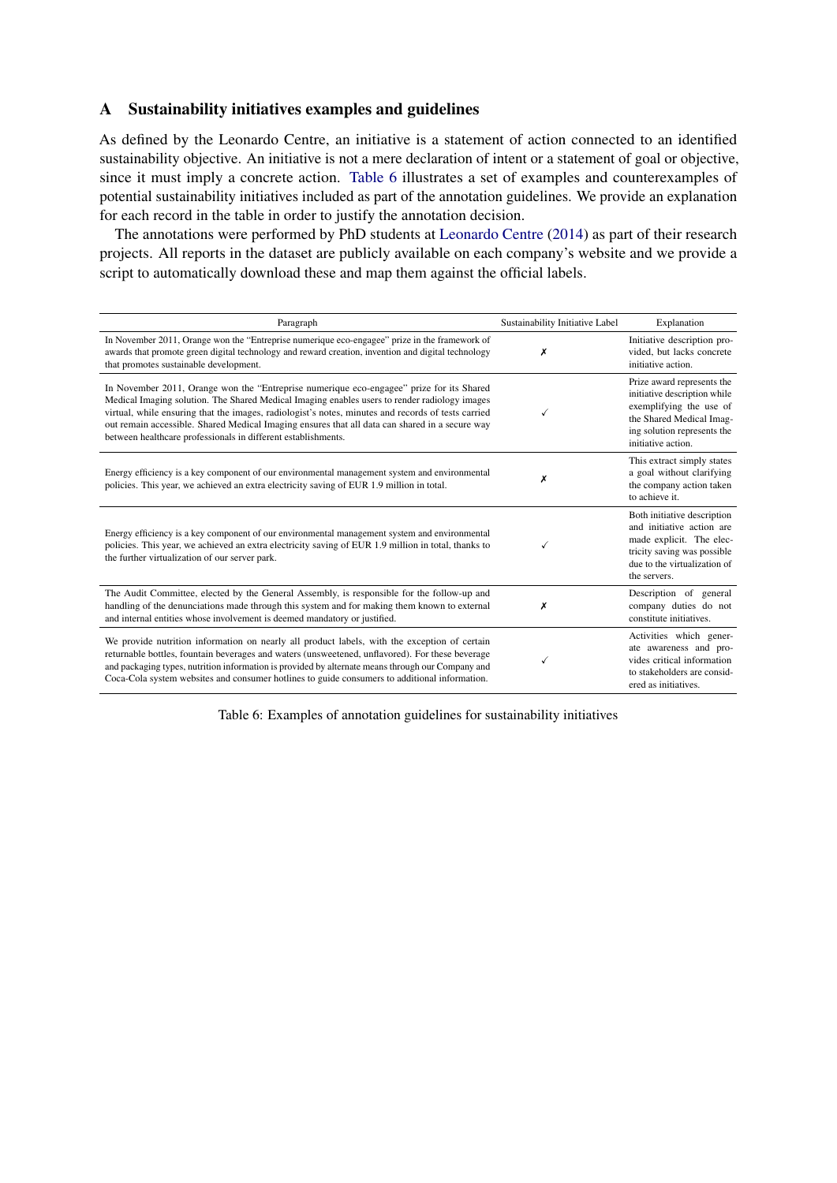## A Sustainability initiatives examples and guidelines

As defined by the Leonardo Centre, an initiative is a statement of action connected to an identified sustainability objective. An initiative is not a mere declaration of intent or a statement of goal or objective, since it must imply a concrete action. Table 6 illustrates a set of examples and counterexamples of potential sustainability initiatives included as part of the annotation guidelines. We provide an explanation for each record in the table in order to justify the annotation decision.

The annotations were performed by PhD students at Leonardo Centre (2014) as part of their research projects. All reports in the dataset are publicly available on each company's website and we provide a script to automatically download these and map them against the official labels.

| Paragraph | Sustainability Initiative Label | Explanation |
|---|---|---|
| In November 2011, Orange won the "Entreprise numerique eco-engagee" prize in the framework of awards that promote green digital technology and reward creation, invention and digital technology that promotes sustainable development. | ✗ | Initiative description provided, but lacks concrete initiative action. |
| In November 2011, Orange won the "Entreprise numerique eco-engagee" prize for its Shared Medical Imaging solution. The Shared Medical Imaging enables users to render radiology images virtual, while ensuring that the images, radiologist's notes, minutes and records of tests carried out remain accessible. Shared Medical Imaging ensures that all data can shared in a secure way between healthcare professionals in different establishments. | ✓ | Prize award represents the initiative description while exemplifying the use of the Shared Medical Imaging solution represents the initiative action. |
| Energy efficiency is a key component of our environmental management system and environmental policies. This year, we achieved an extra electricity saving of EUR 1.9 million in total. | ✗ | This extract simply states a goal without clarifying the company action taken to achieve it. |
| Energy efficiency is a key component of our environmental management system and environmental policies. This year, we achieved an extra electricity saving of EUR 1.9 million in total, thanks to the further virtualization of our server park. | ✓ | Both initiative description and initiative action are made explicit. The electricity saving was possible due to the virtualization of the servers. |
| The Audit Committee, elected by the General Assembly, is responsible for the follow-up and handling of the denunciations made through this system and for making them known to external and internal entities whose involvement is deemed mandatory or justified. | ✗ | Description of general company duties do not constitute initiatives. |
| We provide nutrition information on nearly all product labels, with the exception of certain returnable bottles, fountain beverages and waters (unsweetened, unflavored). For these beverage and packaging types, nutrition information is provided by alternate means through our Company and Coca-Cola system websites and consumer hotlines to guide consumers to additional information. | ✓ | Activities which generate awareness and provides critical information to stakeholders are considered as initiatives. |

Table 6: Examples of annotation guidelines for sustainability initiatives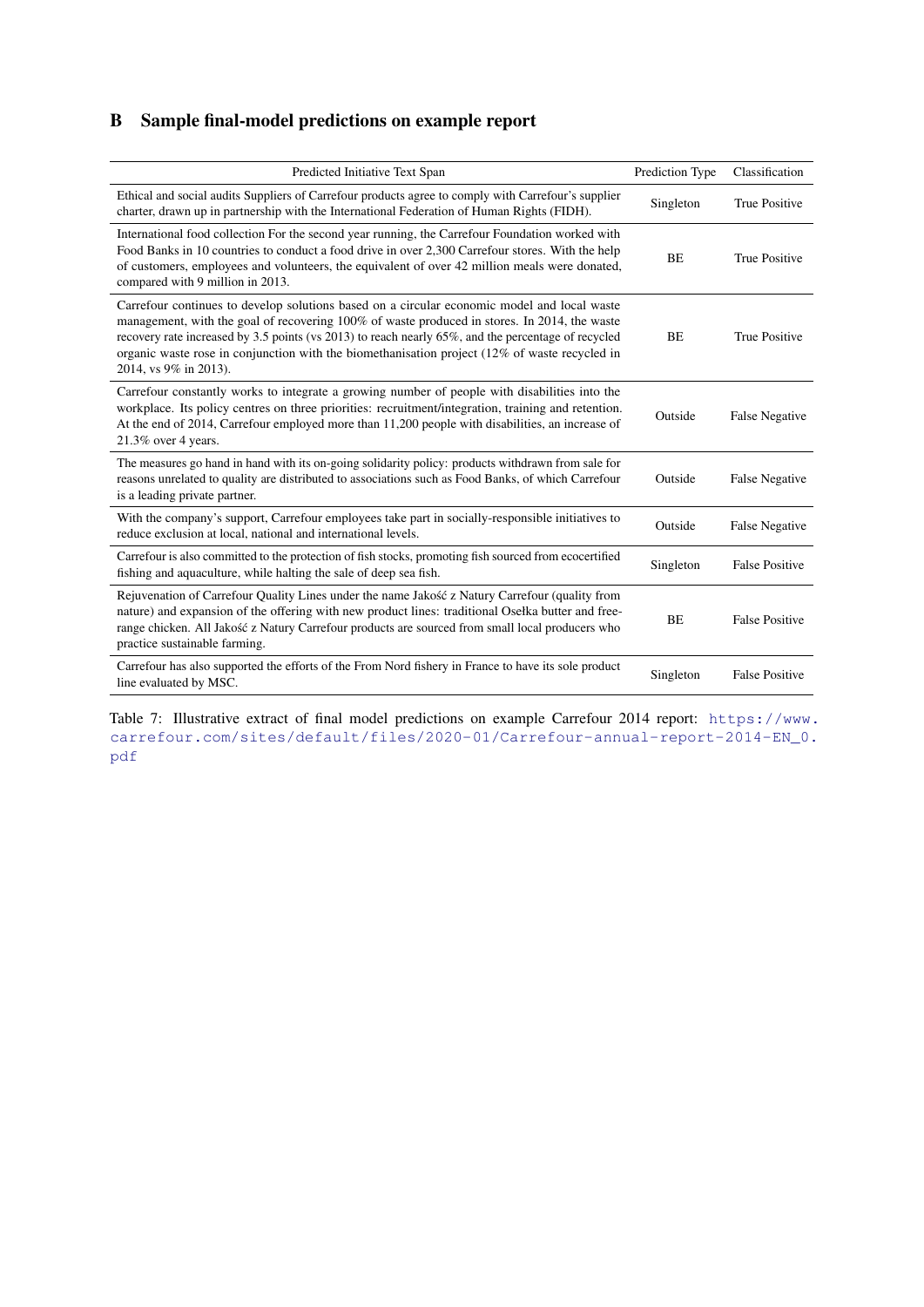## B Sample final-model predictions on example report

| Predicted Initiative Text Span | Prediction Type | Classification |
|---|---|---|
| Ethical and social audits Suppliers of Carrefour products agree to comply with Carrefour's supplier charter, drawn up in partnership with the International Federation of Human Rights (FIDH). | Singleton | True Positive |
| International food collection For the second year running, the Carrefour Foundation worked with Food Banks in 10 countries to conduct a food drive in over 2,300 Carrefour stores. With the help of customers, employees and volunteers, the equivalent of over 42 million meals were donated, compared with 9 million in 2013. | BE | True Positive |
| Carrefour continues to develop solutions based on a circular economic model and local waste management, with the goal of recovering 100% of waste produced in stores. In 2014, the waste recovery rate increased by 3.5 points (vs 2013) to reach nearly 65%, and the percentage of recycled organic waste rose in conjunction with the biomethanisation project (12% of waste recycled in 2014, vs 9% in 2013). | BE | True Positive |
| Carrefour constantly works to integrate a growing number of people with disabilities into the workplace. Its policy centres on three priorities: recruitment/integration, training and retention. At the end of 2014, Carrefour employed more than 11,200 people with disabilities, an increase of 21.3% over 4 years. | Outside | False Negative |
| The measures go hand in hand with its on-going solidarity policy: products withdrawn from sale for reasons unrelated to quality are distributed to associations such as Food Banks, of which Carrefour is a leading private partner. | Outside | False Negative |
| With the company's support, Carrefour employees take part in socially-responsible initiatives to reduce exclusion at local, national and international levels. | Outside | False Negative |
| Carrefour is also committed to the protection of fish stocks, promoting fish sourced from ecocertified fishing and aquaculture, while halting the sale of deep sea fish. | Singleton | False Positive |
| Rejuvenation of Carrefour Quality Lines under the name Jakość z Natury Carrefour (quality from nature) and expansion of the offering with new product lines: traditional Osełka butter and free-range chicken. All Jakość z Natury Carrefour products are sourced from small local producers who practice sustainable farming. | BE | False Positive |
| Carrefour has also supported the efforts of the From Nord fishery in France to have its sole product line evaluated by MSC. | Singleton | False Positive |

Table 7: Illustrative extract of final model predictions on example Carrefour 2014 report: https://www.carrefour.com/sites/default/files/2020-01/Carrefour-annual-report-2014-EN_0.pdf